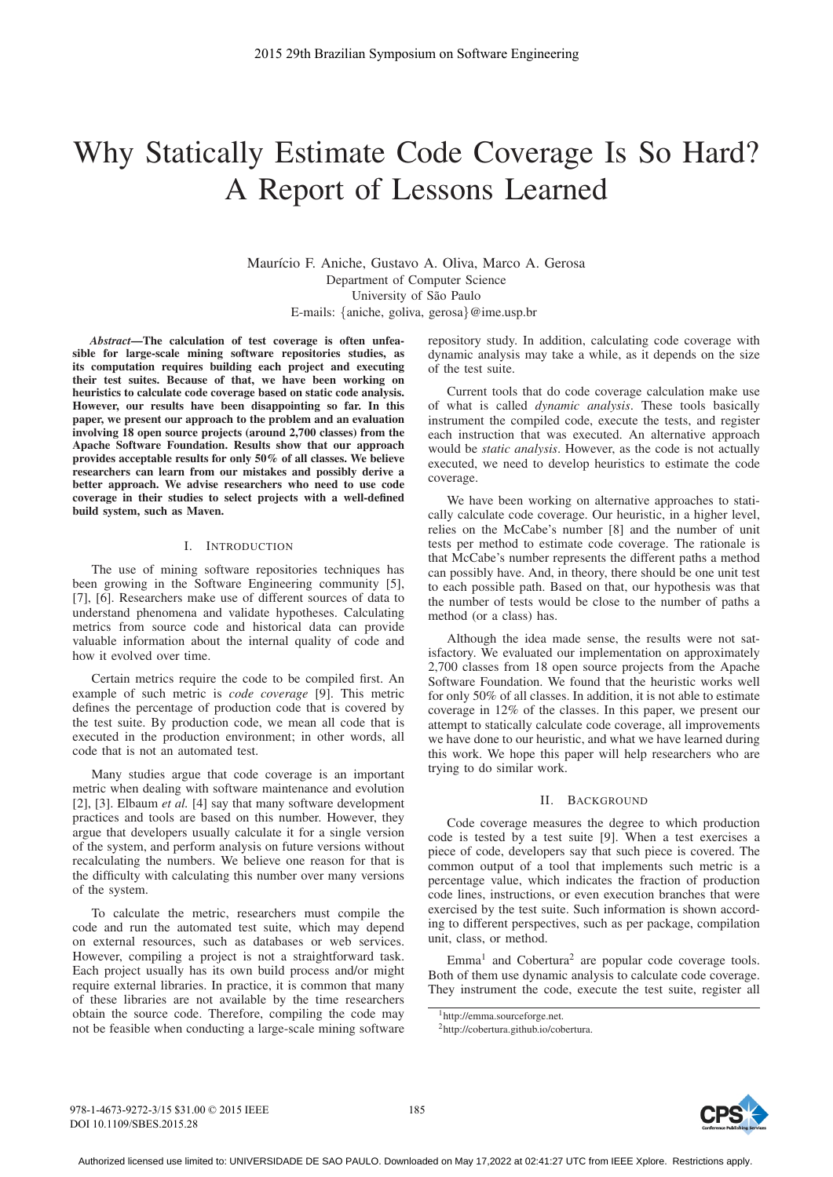# Why Statically Estimate Code Coverage Is So Hard? A Report of Lessons Learned

Maurício F. Aniche, Gustavo A. Oliva, Marco A. Gerosa
Department of Computer Science
University of São Paulo
E-mails: {aniche, goliva, gerosa}@ime.usp.br

***Abstract*—The calculation of test coverage is often unfeasible for large-scale mining software repositories studies, as its computation requires building each project and executing their test suites. Because of that, we have been working on heuristics to calculate code coverage based on static code analysis. However, our results have been disappointing so far. In this paper, we present our approach to the problem and an evaluation involving 18 open source projects (around 2,700 classes) from the Apache Software Foundation. Results show that our approach provides acceptable results for only 50% of all classes. We believe researchers can learn from our mistakes and possibly derive a better approach. We advise researchers who need to use code coverage in their studies to select projects with a well-defined build system, such as Maven.**

## I. Introduction

The use of mining software repositories techniques has been growing in the Software Engineering community [5], [7], [6]. Researchers make use of different sources of data to understand phenomena and validate hypotheses. Calculating metrics from source code and historical data can provide valuable information about the internal quality of code and how it evolved over time.

Certain metrics require the code to be compiled first. An example of such metric is *code coverage* [9]. This metric defines the percentage of production code that is covered by the test suite. By production code, we mean all code that is executed in the production environment; in other words, all code that is not an automated test.

Many studies argue that code coverage is an important metric when dealing with software maintenance and evolution [2], [3]. Elbaum *et al.* [4] say that many software development practices and tools are based on this number. However, they argue that developers usually calculate it for a single version of the system, and perform analysis on future versions without recalculating the numbers. We believe one reason for that is the difficulty with calculating this number over many versions of the system.

To calculate the metric, researchers must compile the code and run the automated test suite, which may depend on external resources, such as databases or web services. However, compiling a project is not a straightforward task. Each project usually has its own build process and/or might require external libraries. In practice, it is common that many of these libraries are not available by the time researchers obtain the source code. Therefore, compiling the code may not be feasible when conducting a large-scale mining software repository study. In addition, calculating code coverage with dynamic analysis may take a while, as it depends on the size of the test suite.

Current tools that do code coverage calculation make use of what is called *dynamic analysis*. These tools basically instrument the compiled code, execute the tests, and register each instruction that was executed. An alternative approach would be *static analysis*. However, as the code is not actually executed, we need to develop heuristics to estimate the code coverage.

We have been working on alternative approaches to statically calculate code coverage. Our heuristic, in a higher level, relies on the McCabe's number [8] and the number of unit tests per method to estimate code coverage. The rationale is that McCabe's number represents the different paths a method can possibly have. And, in theory, there should be one unit test to each possible path. Based on that, our hypothesis was that the number of tests would be close to the number of paths a method (or a class) has.

Although the idea made sense, the results were not satisfactory. We evaluated our implementation on approximately 2,700 classes from 18 open source projects from the Apache Software Foundation. We found that the heuristic works well for only 50% of all classes. In addition, it is not able to estimate coverage in 12% of the classes. In this paper, we present our attempt to statically calculate code coverage, all improvements we have done to our heuristic, and what we have learned during this work. We hope this paper will help researchers who are trying to do similar work.

## II. Background

Code coverage measures the degree to which production code is tested by a test suite [9]. When a test exercises a piece of code, developers say that such piece is covered. The common output of a tool that implements such metric is a percentage value, which indicates the fraction of production code lines, instructions, or even execution branches that were exercised by the test suite. Such information is shown according to different perspectives, such as per package, compilation unit, class, or method.

Emma[1] and Cobertura[2] are popular code coverage tools. Both of them use dynamic analysis to calculate code coverage. They instrument the code, execute the test suite, register all

[1] http://emma.sourceforge.net.

[2] http://cobertura.github.io/cobertura.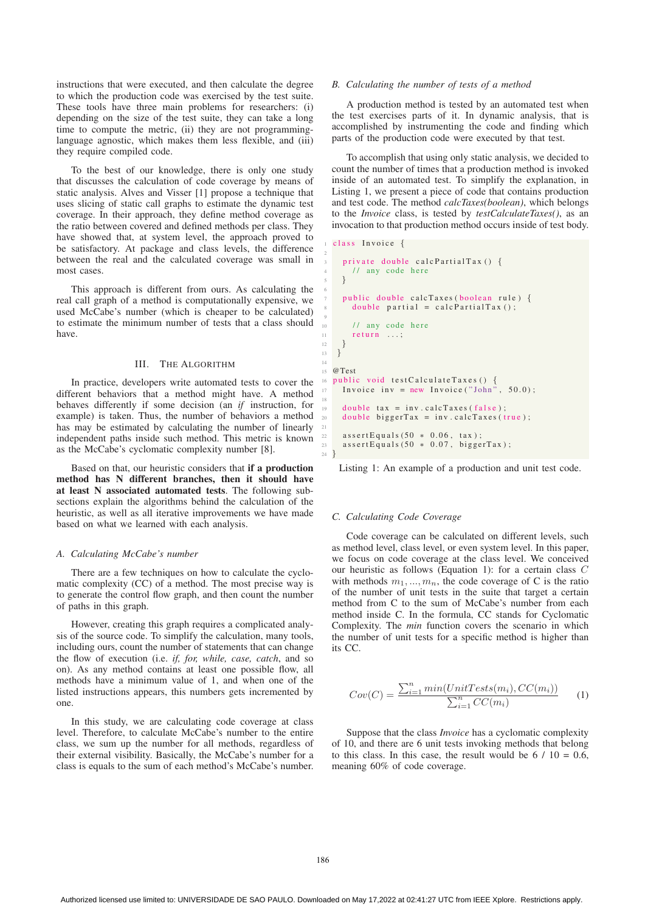instructions that were executed, and then calculate the degree to which the production code was exercised by the test suite. These tools have three main problems for researchers: (i) depending on the size of the test suite, they can take a long time to compute the metric, (ii) they are not programming-language agnostic, which makes them less flexible, and (iii) they require compiled code.

To the best of our knowledge, there is only one study that discusses the calculation of code coverage by means of static analysis. Alves and Visser [1] propose a technique that uses slicing of static call graphs to estimate the dynamic test coverage. In their approach, they define method coverage as the ratio between covered and defined methods per class. They have showed that, at system level, the approach proved to be satisfactory. At package and class levels, the difference between the real and the calculated coverage was small in most cases.

This approach is different from ours. As calculating the real call graph of a method is computationally expensive, we used McCabe's number (which is cheaper to be calculated) to estimate the minimum number of tests that a class should have.

## III. The Algorithm

In practice, developers write automated tests to cover the different behaviors that a method might have. A method behaves differently if some decision (an *if* instruction, for example) is taken. Thus, the number of behaviors a method has may be estimated by calculating the number of linearly independent paths inside such method. This metric is known as the McCabe's cyclomatic complexity number [8].

Based on that, our heuristic considers that **if a production method has N different branches, then it should have at least N associated automated tests**. The following subsections explain the algorithms behind the calculation of the heuristic, as well as all iterative improvements we have made based on what we learned with each analysis.

### A. Calculating McCabe's number

There are a few techniques on how to calculate the cyclomatic complexity (CC) of a method. The most precise way is to generate the control flow graph, and then count the number of paths in this graph.

However, creating this graph requires a complicated analysis of the source code. To simplify the calculation, many tools, including ours, count the number of statements that can change the flow of execution (i.e. *if, for, while, case, catch*, and so on). As any method contains at least one possible flow, all methods have a minimum value of 1, and when one of the listed instructions appears, this numbers gets incremented by one.

In this study, we are calculating code coverage at class level. Therefore, to calculate McCabe's number to the entire class, we sum up the number for all methods, regardless of their external visibility. Basically, the McCabe's number for a class is equals to the sum of each method's McCabe's number.

### B. Calculating the number of tests of a method

A production method is tested by an automated test when the test exercises parts of it. In dynamic analysis, that is accomplished by instrumenting the code and finding which parts of the production code were executed by that test.

To accomplish that using only static analysis, we decided to count the number of times that a production method is invoked inside of an automated test. To simplify the explanation, in Listing 1, we present a piece of code that contains production and test code. The method *calcTaxes(boolean)*, which belongs to the *Invoice* class, is tested by *testCalculateTaxes()*, as an invocation to that production method occurs inside of test body.

```
class Invoice {

  private double calcPartialTax() {
    // any code here
  }

  public double calcTaxes(boolean rule) {
    double partial = calcPartialTax();

    // any code here
    return ...;
  }
}

@Test
public void testCalculateTaxes() {
  Invoice inv = new Invoice("John", 50.0);

  double tax = inv.calcTaxes(false);
  double biggerTax = inv.calcTaxes(true);

  assertEquals(50 * 0.06, tax);
  assertEquals(50 * 0.07, biggerTax);
}
```

Listing 1: An example of a production and unit test code.

### C. Calculating Code Coverage

Code coverage can be calculated on different levels, such as method level, class level, or even system level. In this paper, we focus on code coverage at the class level. We conceived our heuristic as follows (Equation 1): for a certain class $C$ with methods $m_1, ..., m_n$, the code coverage of C is the ratio of the number of unit tests in the suite that target a certain method from C to the sum of McCabe's number from each method inside C. In the formula, CC stands for Cyclomatic Complexity. The *min* function covers the scenario in which the number of unit tests for a specific method is higher than its CC.

$$Cov(C) = \frac{\sum_{i=1}^{n} min(UnitTests(m_i), CC(m_i))}{\sum_{i=1}^{n} CC(m_i)} \quad (1)$$

Suppose that the class *Invoice* has a cyclomatic complexity of 10, and there are 6 unit tests invoking methods that belong to this class. In this case, the result would be 6 / 10 = 0.6, meaning 60% of code coverage.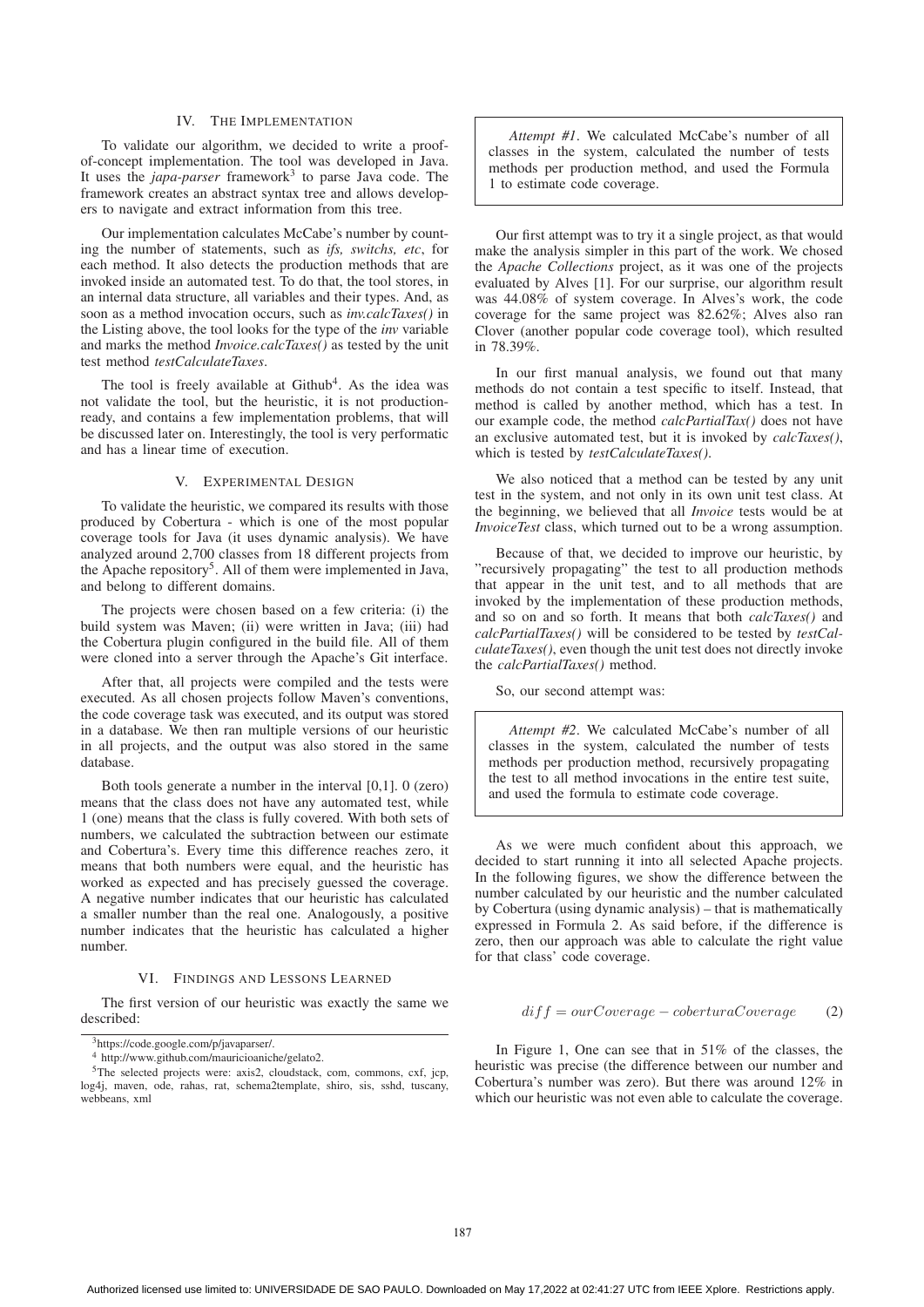## IV. The Implementation

To validate our algorithm, we decided to write a proof-of-concept implementation. The tool was developed in Java. It uses the *japa-parser* framework[3] to parse Java code. The framework creates an abstract syntax tree and allows developers to navigate and extract information from this tree.

Our implementation calculates McCabe's number by counting the number of statements, such as *ifs, switchs, etc*, for each method. It also detects the production methods that are invoked inside an automated test. To do that, the tool stores, in an internal data structure, all variables and their types. And, as soon as a method invocation occurs, such as *inv.calcTaxes()* in the Listing above, the tool looks for the type of the *inv* variable and marks the method *Invoice.calcTaxes()* as tested by the unit test method *testCalculateTaxes*.

The tool is freely available at Github[4]. As the idea was not validate the tool, but the heuristic, it is not production-ready, and contains a few implementation problems, that will be discussed later on. Interestingly, the tool is very performatic and has a linear time of execution.

## V. Experimental Design

To validate the heuristic, we compared its results with those produced by Cobertura - which is one of the most popular coverage tools for Java (it uses dynamic analysis). We have analyzed around 2,700 classes from 18 different projects from the Apache repository[5]. All of them were implemented in Java, and belong to different domains.

The projects were chosen based on a few criteria: (i) the build system was Maven; (ii) were written in Java; (iii) had the Cobertura plugin configured in the build file. All of them were cloned into a server through the Apache's Git interface.

After that, all projects were compiled and the tests were executed. As all chosen projects follow Maven's conventions, the code coverage task was executed, and its output was stored in a database. We then ran multiple versions of our heuristic in all projects, and the output was also stored in the same database.

Both tools generate a number in the interval [0,1]. 0 (zero) means that the class does not have any automated test, while 1 (one) means that the class is fully covered. With both sets of numbers, we calculated the subtraction between our estimate and Cobertura's. Every time this difference reaches zero, it means that both numbers were equal, and the heuristic has worked as expected and has precisely guessed the coverage. A negative number indicates that our heuristic has calculated a smaller number than the real one. Analogously, a positive number indicates that the heuristic has calculated a higher number.

## VI. Findings and Lessons Learned

The first version of our heuristic was exactly the same we described:

> *Attempt #1*. We calculated McCabe's number of all classes in the system, calculated the number of tests methods per production method, and used the Formula 1 to estimate code coverage.

Our first attempt was to try it a single project, as that would make the analysis simpler in this part of the work. We chose the *Apache Collections* project, as it was one of the projects evaluated by Alves [1]. For our surprise, our algorithm result was 44.08% of system coverage. In Alves's work, the code coverage for the same project was 82.62%; Alves also ran Clover (another popular code coverage tool), which resulted in 78.39%.

In our first manual analysis, we found out that many methods do not contain a test specific to itself. Instead, that method is called by another method, which has a test. In our example code, the method *calcPartialTax()* does not have an exclusive automated test, but it is invoked by *calcTaxes()*, which is tested by *testCalculateTaxes()*.

We also noticed that a method can be tested by any unit test in the system, and not only in its own unit test class. At the beginning, we believed that all *Invoice* tests would be at *InvoiceTest* class, which turned out to be a wrong assumption.

Because of that, we decided to improve our heuristic, by "recursively propagating" the test to all production methods that appear in the unit test, and to all methods that are invoked by the implementation of these production methods, and so on and so forth. It means that both *calcTaxes()* and *calcPartialTaxes()* will be considered to be tested by *testCalculateTaxes()*, even though the unit test does not directly invoke the *calcPartialTaxes()* method.

So, our second attempt was:

> *Attempt #2*. We calculated McCabe's number of all classes in the system, calculated the number of tests methods per production method, recursively propagating the test to all method invocations in the entire test suite, and used the formula to estimate code coverage.

As we were much confident about this approach, we decided to start running it into all selected Apache projects. In the following figures, we show the difference between the number calculated by our heuristic and the number calculated by Cobertura (using dynamic analysis) – that is mathematically expressed in Formula 2. As said before, if the difference is zero, then our approach was able to calculate the right value for that class' code coverage.

$$diff = ourCoverage - coberturaCoverage \qquad (2)$$

In Figure 1, One can see that in 51% of the classes, the heuristic was precise (the difference between our number and Cobertura's number was zero). But there was around 12% in which our heuristic was not even able to calculate the coverage.

---

[3] https://code.google.com/p/javaparser/.

[4] http://www.github.com/mauricioaniche/gelato2.

[5] The selected projects were: axis2, cloudstack, com, commons, cxf, jcp, log4j, maven, ode, rahas, rat, schema2template, shiro, sis, sshd, tuscany, webbeans, xml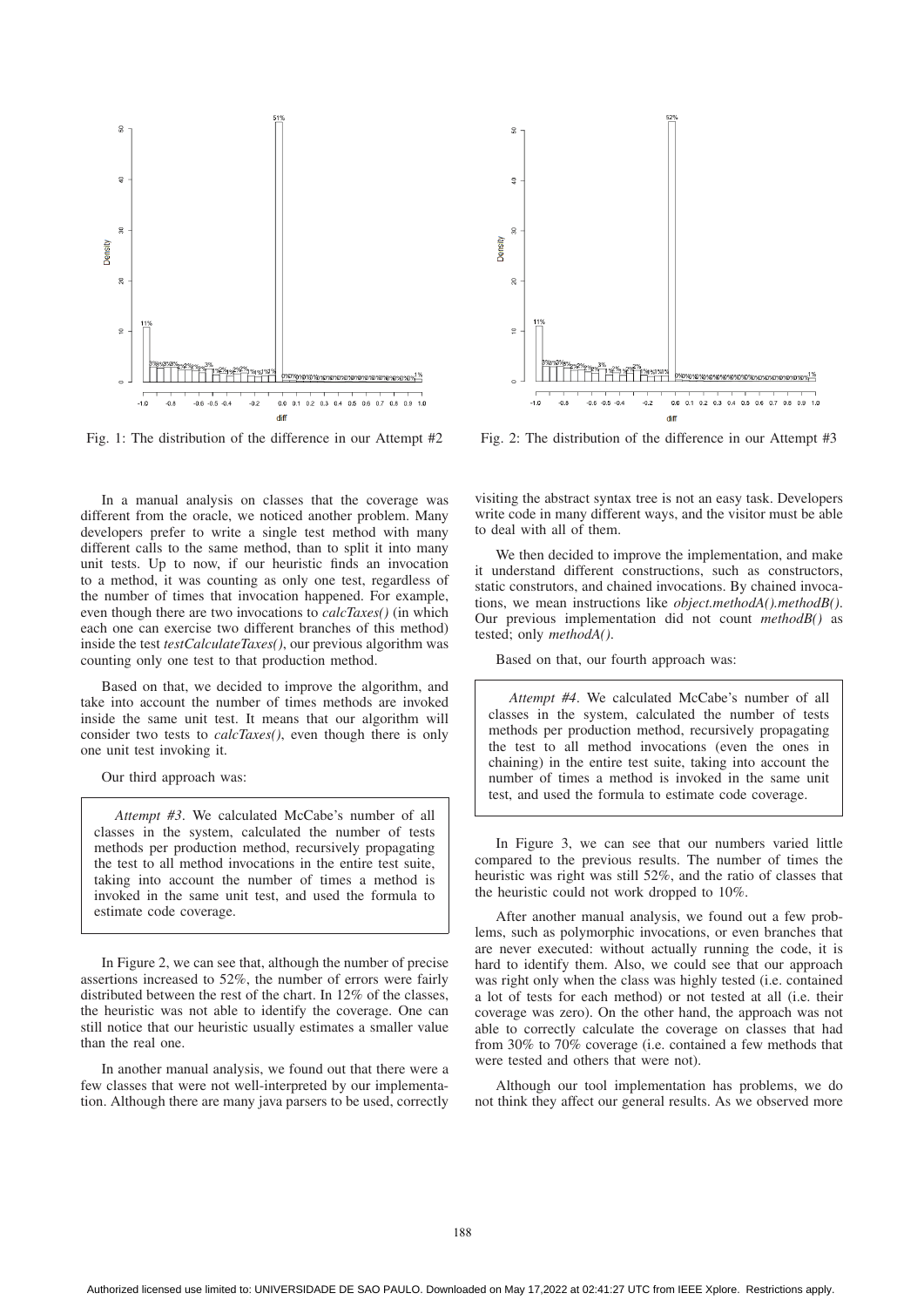Fig. 1: The distribution of the difference in our Attempt #2

Fig. 2: The distribution of the difference in our Attempt #3

In a manual analysis on classes that the coverage was different from the oracle, we noticed another problem. Many developers prefer to write a single test method with many different calls to the same method, than to split it into many unit tests. Up to now, if our heuristic finds an invocation to a method, it was counting as only one test, regardless of the number of times that invocation happened. For example, even though there are two invocations to *calcTaxes()* (in which each one can exercise two different branches of this method) inside the test *testCalculateTaxes()*, our previous algorithm was counting only one test to that production method.

Based on that, we decided to improve the algorithm, and take into account the number of times methods are invoked inside the same unit test. It means that our algorithm will consider two tests to *calcTaxes()*, even though there is only one unit test invoking it.

Our third approach was:

> *Attempt #3*. We calculated McCabe's number of all classes in the system, calculated the number of tests methods per production method, recursively propagating the test to all method invocations in the entire test suite, taking into account the number of times a method is invoked in the same unit test, and used the formula to estimate code coverage.

In Figure 2, we can see that, although the number of precise assertions increased to 52%, the number of errors were fairly distributed between the rest of the chart. In 12% of the classes, the heuristic was not able to identify the coverage. One can still notice that our heuristic usually estimates a smaller value than the real one.

In another manual analysis, we found out that there were a few classes that were not well-interpreted by our implementation. Although there are many java parsers to be used, correctly visiting the abstract syntax tree is not an easy task. Developers write code in many different ways, and the visitor must be able to deal with all of them.

We then decided to improve the implementation, and make it understand different constructions, such as constructors, static construtors, and chained invocations. By chained invocations, we mean instructions like *object.methodA().methodB()*. Our previous implementation did not count *methodB()* as tested; only *methodA()*.

Based on that, our fourth approach was:

> *Attempt #4*. We calculated McCabe's number of all classes in the system, calculated the number of tests methods per production method, recursively propagating the test to all method invocations (even the ones in chaining) in the entire test suite, taking into account the number of times a method is invoked in the same unit test, and used the formula to estimate code coverage.

In Figure 3, we can see that our numbers varied little compared to the previous results. The number of times the heuristic was right was still 52%, and the ratio of classes that the heuristic could not work dropped to 10%.

After another manual analysis, we found out a few problems, such as polymorphic invocations, or even branches that are never executed: without actually running the code, it is hard to identify them. Also, we could see that our approach was right only when the class was highly tested (i.e. contained a lot of tests for each method) or not tested at all (i.e. their coverage was zero). On the other hand, the approach was not able to correctly calculate the coverage on classes that had from 30% to 70% coverage (i.e. contained a few methods that were tested and others that were not).

Although our tool implementation has problems, we do not think they affect our general results. As we observed more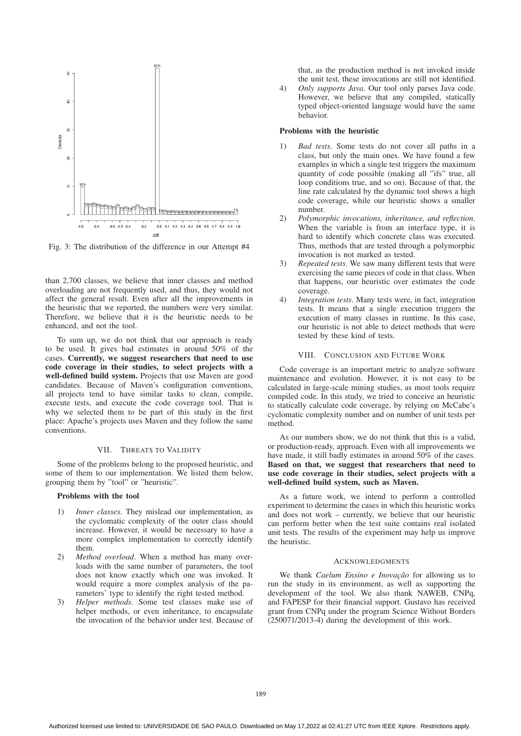Fig. 3: The distribution of the difference in our Attempt #4

than 2,700 classes, we believe that inner classes and method overloading are not frequently used, and thus, they would not affect the general result. Even after all the improvements in the heuristic that we reported, the numbers were very similar. Therefore, we believe that it is the heuristic needs to be enhanced, and not the tool.

To sum up, we do not think that our approach is ready to be used. It gives bad estimates in around 50% of the cases. **Currently, we suggest researchers that need to use code coverage in their studies, to select projects with a well-defined build system.** Projects that use Maven are good candidates. Because of Maven's configuration conventions, all projects tend to have similar tasks to clean, compile, execute tests, and execute the code coverage tool. That is why we selected them to be part of this study in the first place: Apache's projects uses Maven and they follow the same conventions.

## VII. Threats to Validity

Some of the problems belong to the proposed heuristic, and some of them to our implementation. We listed them below, grouping them by "tool" or "heuristic".

### Problems with the tool

1) *Inner classes*. They mislead our implementation, as the cyclomatic complexity of the outer class should increase. However, it would be necessary to have a more complex implementation to correctly identify them.
2) *Method overload*. When a method has many overloads with the same number of parameters, the tool does not know exactly which one was invoked. It would require a more complex analysis of the parameters' type to identify the right tested method.
3) *Helper methods*. Some test classes make use of helper methods, or even inheritance, to encapsulate the invocation of the behavior under test. Because of that, as the production method is not invoked inside the unit test, these invocations are still not identified.
4) *Only supports Java*. Our tool only parses Java code. However, we believe that any compiled, statically typed object-oriented language would have the same behavior.

### Problems with the heuristic

1) *Bad tests*. Some tests do not cover all paths in a class, but only the main ones. We have found a few examples in which a single test triggers the maximum quantity of code possible (making all "ifs" true, all loop conditions true, and so on). Because of that, the line rate calculated by the dynamic tool shows a high code coverage, while our heuristic shows a smaller number.
2) *Polymorphic invocations, inheritance, and reflection*. When the variable is from an interface type, it is hard to identify which concrete class was executed. Thus, methods that are tested through a polymorphic invocation is not marked as tested.
3) *Repeated tests*. We saw many different tests that were exercising the same pieces of code in that class. When that happens, our heuristic over estimates the code coverage.
4) *Integration tests*. Many tests were, in fact, integration tests. It means that a single execution triggers the execution of many classes in runtime. In this case, our heuristic is not able to detect methods that were tested by these kind of tests.

## VIII. Conclusion and Future Work

Code coverage is an important metric to analyze software maintenance and evolution. However, it is not easy to be calculated in large-scale mining studies, as most tools require compiled code. In this study, we tried to conceive an heuristic to statically calculate code coverage, by relying on McCabe's cyclomatic complexity number and on number of unit tests per method.

As our numbers show, we do not think that this is a valid, or production-ready, approach. Even with all improvements we have made, it still badly estimates in around 50% of the cases. **Based on that, we suggest that researchers that need to use code coverage in their studies, select projects with a well-defined build system, such as Maven.**

As a future work, we intend to perform a controlled experiment to determine the cases in which this heuristic works and does not work – currently, we believe that our heuristic can perform better when the test suite contains real isolated unit tests. The results of the experiment may help us improve the heuristic.

## Acknowledgments

We thank *Caelum Ensino e Inovação* for allowing us to run the study in its environment, as well as supporting the development of the tool. We also thank NAWEB, CNPq, and FAPESP for their financial support. Gustavo has received grant from CNPq under the program Science Without Borders (250071/2013-4) during the development of this work.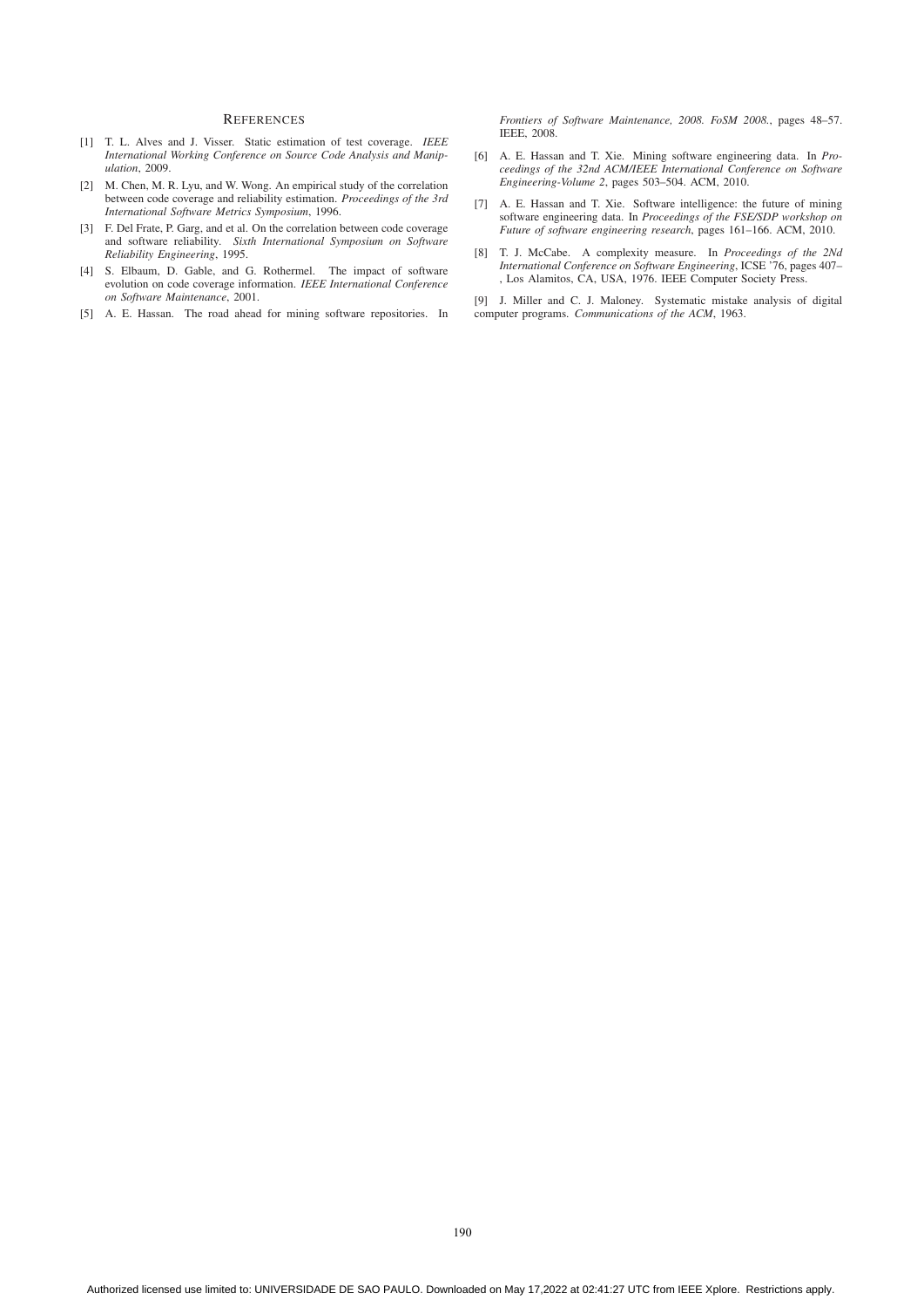## REFERENCES

[1] T. L. Alves and J. Visser. Static estimation of test coverage. *IEEE International Working Conference on Source Code Analysis and Manipulation*, 2009.

[2] M. Chen, M. R. Lyu, and W. Wong. An empirical study of the correlation between code coverage and reliability estimation. *Proceedings of the 3rd International Software Metrics Symposium*, 1996.

[3] F. Del Frate, P. Garg, and et al. On the correlation between code coverage and software reliability. *Sixth International Symposium on Software Reliability Engineering*, 1995.

[4] S. Elbaum, D. Gable, and G. Rothermel. The impact of software evolution on code coverage information. *IEEE International Conference on Software Maintenance*, 2001.

[5] A. E. Hassan. The road ahead for mining software repositories. In *Frontiers of Software Maintenance, 2008. FoSM 2008.*, pages 48–57. IEEE, 2008.

[6] A. E. Hassan and T. Xie. Mining software engineering data. In *Proceedings of the 32nd ACM/IEEE International Conference on Software Engineering-Volume 2*, pages 503–504. ACM, 2010.

[7] A. E. Hassan and T. Xie. Software intelligence: the future of mining software engineering data. In *Proceedings of the FSE/SDP workshop on Future of software engineering research*, pages 161–166. ACM, 2010.

[8] T. J. McCabe. A complexity measure. In *Proceedings of the 2Nd International Conference on Software Engineering*, ICSE '76, pages 407–, Los Alamitos, CA, USA, 1976. IEEE Computer Society Press.

[9] J. Miller and C. J. Maloney. Systematic mistake analysis of digital computer programs. *Communications of the ACM*, 1963.